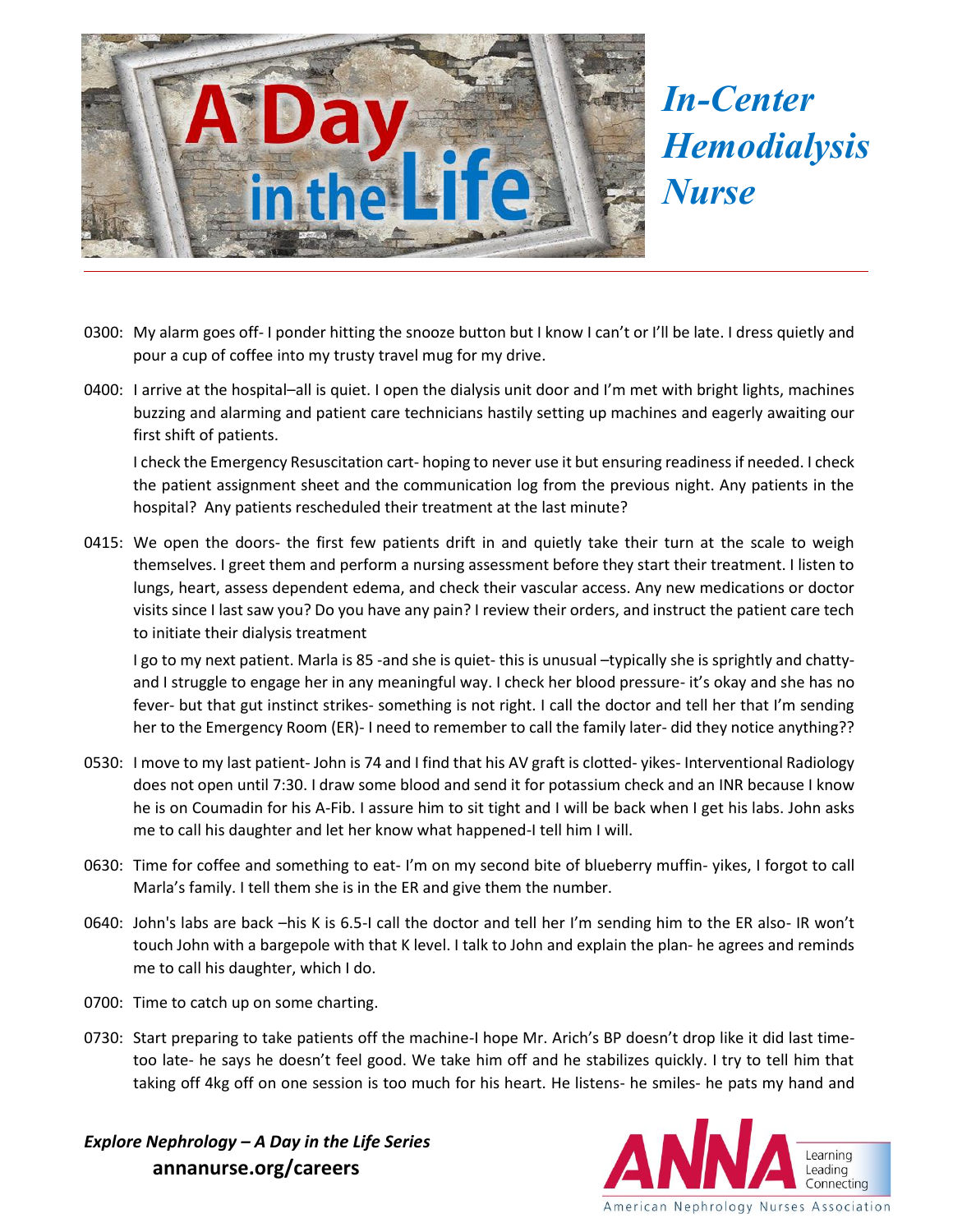# A Day in the Life

## *In-Center Hemodialysis Nurse*

0300: My alarm goes off- I ponder hitting the snooze button but I know I can't or I'll be late. I dress quietly and pour a cup of coffee into my trusty travel mug for my drive.

0400: I arrive at the hospital–all is quiet. I open the dialysis unit door and I'm met with bright lights, machines buzzing and alarming and patient care technicians hastily setting up machines and eagerly awaiting our first shift of patients.

I check the Emergency Resuscitation cart- hoping to never use it but ensuring readiness if needed. I check the patient assignment sheet and the communication log from the previous night. Any patients in the hospital? Any patients rescheduled their treatment at the last minute?

0415: We open the doors- the first few patients drift in and quietly take their turn at the scale to weigh themselves. I greet them and perform a nursing assessment before they start their treatment. I listen to lungs, heart, assess dependent edema, and check their vascular access. Any new medications or doctor visits since I last saw you? Do you have any pain? I review their orders, and instruct the patient care tech to initiate their dialysis treatment

I go to my next patient. Marla is 85 -and she is quiet- this is unusual –typically she is sprightly and chatty- and I struggle to engage her in any meaningful way. I check her blood pressure- it's okay and she has no fever- but that gut instinct strikes- something is not right. I call the doctor and tell her that I'm sending her to the Emergency Room (ER)- I need to remember to call the family later- did they notice anything??

0530: I move to my last patient- John is 74 and I find that his AV graft is clotted- yikes- Interventional Radiology does not open until 7:30. I draw some blood and send it for potassium check and an INR because I know he is on Coumadin for his A-Fib. I assure him to sit tight and I will be back when I get his labs. John asks me to call his daughter and let her know what happened-I tell him I will.

0630: Time for coffee and something to eat- I'm on my second bite of blueberry muffin- yikes, I forgot to call Marla's family. I tell them she is in the ER and give them the number.

0640: John's labs are back –his K is 6.5-I call the doctor and tell her I'm sending him to the ER also- IR won't touch John with a bargepole with that K level. I talk to John and explain the plan- he agrees and reminds me to call his daughter, which I do.

0700: Time to catch up on some charting.

0730: Start preparing to take patients off the machine-I hope Mr. Arich's BP doesn't drop like it did last time- too late- he says he doesn't feel good. We take him off and he stabilizes quickly. I try to tell him that taking off 4kg off on one session is too much for his heart. He listens- he smiles- he pats my hand and

***Explore Nephrology – A Day in the Life Series***
**annanurse.org/careers**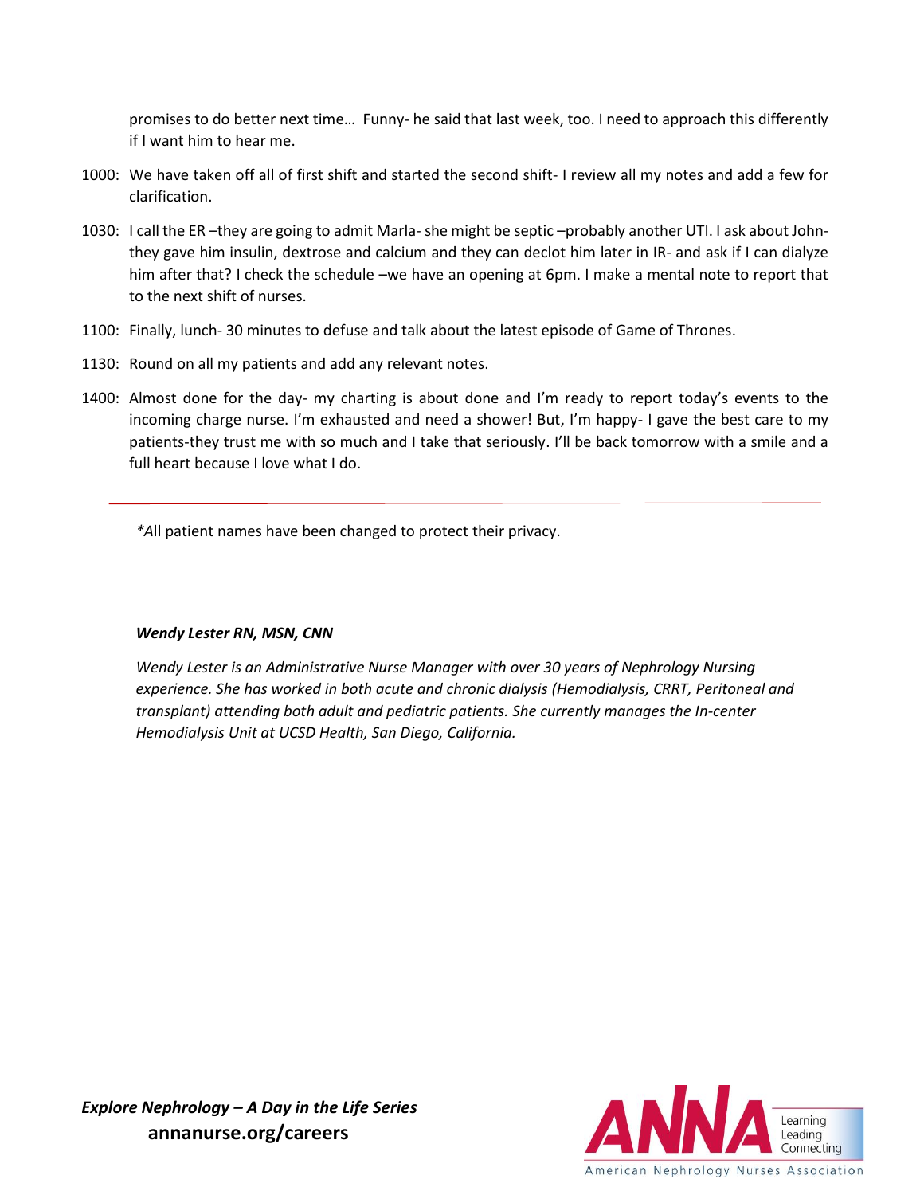promises to do better next time… Funny- he said that last week, too. I need to approach this differently if I want him to hear me.

1000: We have taken off all of first shift and started the second shift- I review all my notes and add a few for clarification.

1030: I call the ER –they are going to admit Marla- she might be septic –probably another UTI. I ask about John- they gave him insulin, dextrose and calcium and they can declot him later in IR- and ask if I can dialyze him after that? I check the schedule –we have an opening at 6pm. I make a mental note to report that to the next shift of nurses.

1100: Finally, lunch- 30 minutes to defuse and talk about the latest episode of Game of Thrones.

1130: Round on all my patients and add any relevant notes.

1400: Almost done for the day- my charting is about done and I'm ready to report today's events to the incoming charge nurse. I'm exhausted and need a shower! But, I'm happy- I gave the best care to my patients-they trust me with so much and I take that seriously. I'll be back tomorrow with a smile and a full heart because I love what I do.

---

*All patient names have been changed to protect their privacy.*

***Wendy Lester RN, MSN, CNN***

*Wendy Lester is an Administrative Nurse Manager with over 30 years of Nephrology Nursing experience. She has worked in both acute and chronic dialysis (Hemodialysis, CRRT, Peritoneal and transplant) attending both adult and pediatric patients. She currently manages the In-center Hemodialysis Unit at UCSD Health, San Diego, California.*

***Explore Nephrology – A Day in the Life Series***
**annanurse.org/careers**

ANNA Learning Leading Connecting
American Nephrology Nurses Association